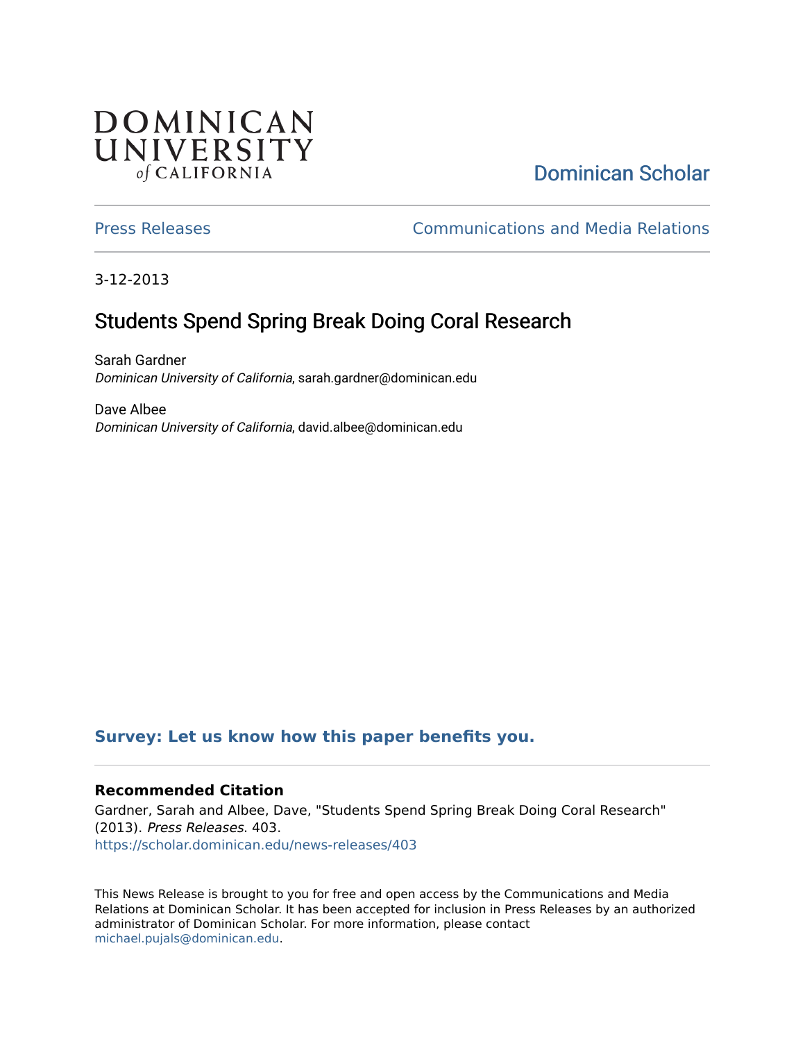DOMINICAN UNIVERSITY of CALIFORNIA

Dominican Scholar

Press Releases

Communications and Media Relations

3-12-2013

# Students Spend Spring Break Doing Coral Research

Sarah Gardner
*Dominican University of California*, sarah.gardner@dominican.edu

Dave Albee
*Dominican University of California*, david.albee@dominican.edu

**Survey: Let us know how this paper benefits you.**

### Recommended Citation

Gardner, Sarah and Albee, Dave, "Students Spend Spring Break Doing Coral Research" (2013). *Press Releases*. 403.
https://scholar.dominican.edu/news-releases/403

This News Release is brought to you for free and open access by the Communications and Media Relations at Dominican Scholar. It has been accepted for inclusion in Press Releases by an authorized administrator of Dominican Scholar. For more information, please contact michael.pujals@dominican.edu.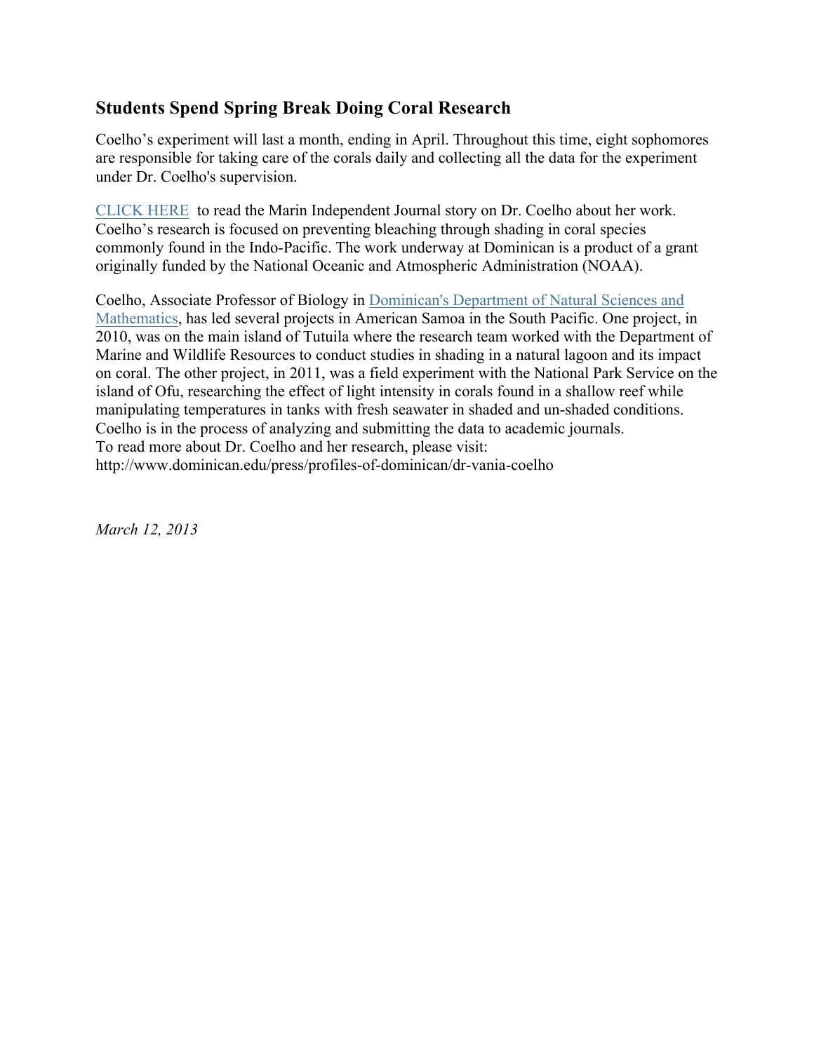## Students Spend Spring Break Doing Coral Research

Coelho's experiment will last a month, ending in April. Throughout this time, eight sophomores are responsible for taking care of the corals daily and collecting all the data for the experiment under Dr. Coelho's supervision.

CLICK HERE to read the Marin Independent Journal story on Dr. Coelho about her work. Coelho's research is focused on preventing bleaching through shading in coral species commonly found in the Indo-Pacific. The work underway at Dominican is a product of a grant originally funded by the National Oceanic and Atmospheric Administration (NOAA).

Coelho, Associate Professor of Biology in Dominican's Department of Natural Sciences and Mathematics, has led several projects in American Samoa in the South Pacific. One project, in 2010, was on the main island of Tutuila where the research team worked with the Department of Marine and Wildlife Resources to conduct studies in shading in a natural lagoon and its impact on coral. The other project, in 2011, was a field experiment with the National Park Service on the island of Ofu, researching the effect of light intensity in corals found in a shallow reef while manipulating temperatures in tanks with fresh seawater in shaded and un-shaded conditions. Coelho is in the process of analyzing and submitting the data to academic journals.
To read more about Dr. Coelho and her research, please visit:
http://www.dominican.edu/press/profiles-of-dominican/dr-vania-coelho

*March 12, 2013*